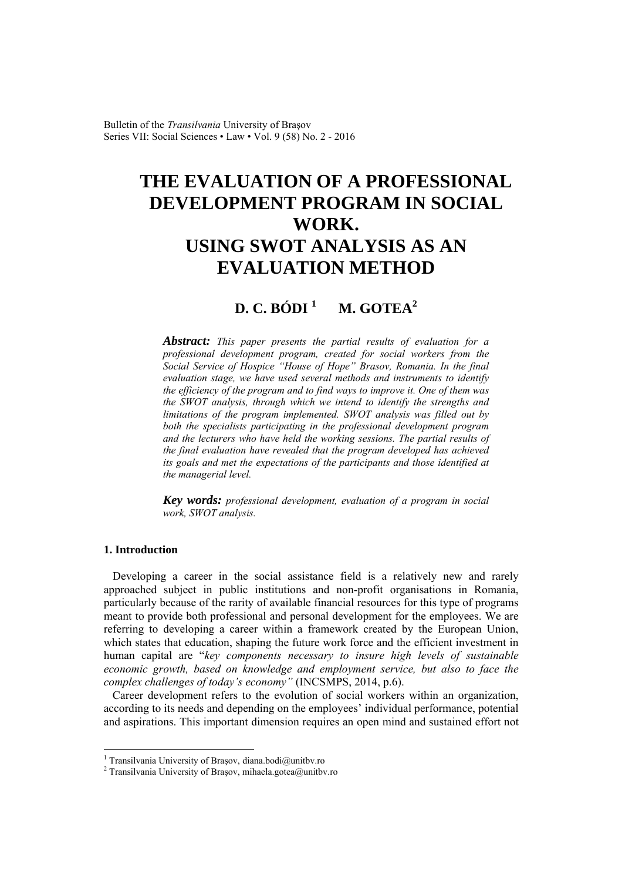# THE EVALUATION OF A PROFESSIONAL DEVELOPMENT PROGRAM IN SOCIAL WORK. USING SWOT ANALYSIS AS AN EVALUATION METHOD

**D. C. BÓDI [1] M. GOTEA[2]**

***Abstract:*** *This paper presents the partial results of evaluation for a professional development program, created for social workers from the Social Service of Hospice "House of Hope" Brasov, Romania. In the final evaluation stage, we have used several methods and instruments to identify the efficiency of the program and to find ways to improve it. One of them was the SWOT analysis, through which we intend to identify the strengths and limitations of the program implemented. SWOT analysis was filled out by both the specialists participating in the professional development program and the lecturers who have held the working sessions. The partial results of the final evaluation have revealed that the program developed has achieved its goals and met the expectations of the participants and those identified at the managerial level.*

***Key words:*** *professional development, evaluation of a program in social work, SWOT analysis.*

## 1. Introduction

Developing a career in the social assistance field is a relatively new and rarely approached subject in public institutions and non-profit organisations in Romania, particularly because of the rarity of available financial resources for this type of programs meant to provide both professional and personal development for the employees. We are referring to developing a career within a framework created by the European Union, which states that education, shaping the future work force and the efficient investment in human capital are "*key components necessary to insure high levels of sustainable economic growth, based on knowledge and employment service, but also to face the complex challenges of today's economy"* (INCSMPS, 2014, p.6).

Career development refers to the evolution of social workers within an organization, according to its needs and depending on the employees' individual performance, potential and aspirations. This important dimension requires an open mind and sustained effort not

---

[1] Transilvania University of Braşov, diana.bodi@unitbv.ro

[2] Transilvania University of Braşov, mihaela.gotea@unitbv.ro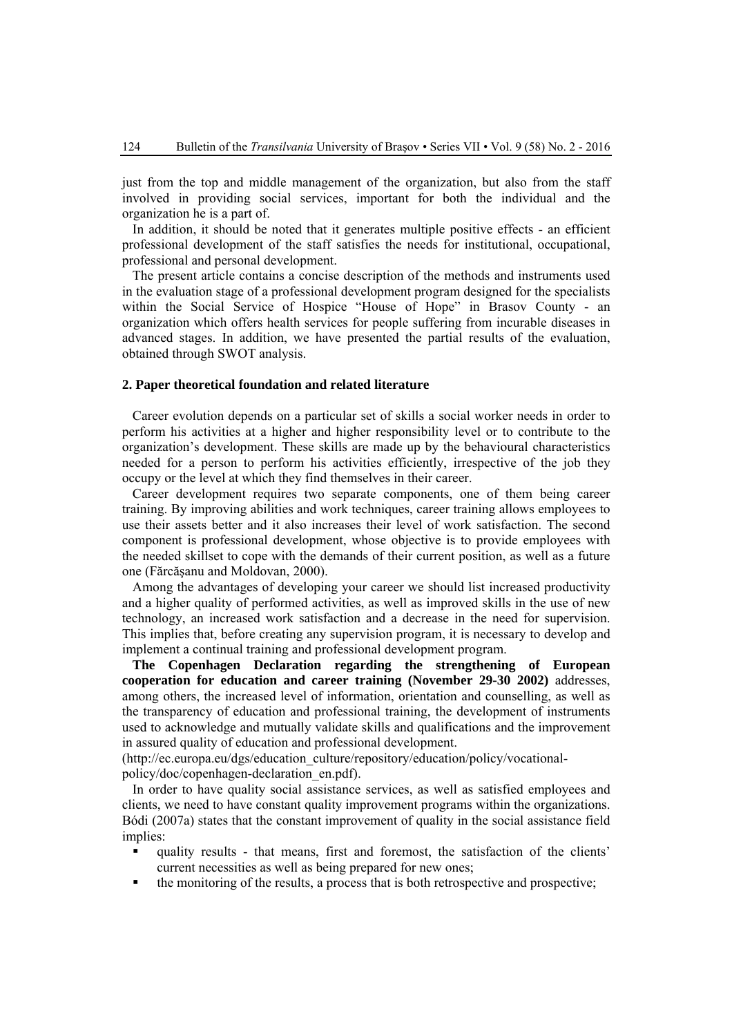just from the top and middle management of the organization, but also from the staff involved in providing social services, important for both the individual and the organization he is a part of.

In addition, it should be noted that it generates multiple positive effects - an efficient professional development of the staff satisfies the needs for institutional, occupational, professional and personal development.

The present article contains a concise description of the methods and instruments used in the evaluation stage of a professional development program designed for the specialists within the Social Service of Hospice "House of Hope" in Brasov County - an organization which offers health services for people suffering from incurable diseases in advanced stages. In addition, we have presented the partial results of the evaluation, obtained through SWOT analysis.

## 2. Paper theoretical foundation and related literature

Career evolution depends on a particular set of skills a social worker needs in order to perform his activities at a higher and higher responsibility level or to contribute to the organization's development. These skills are made up by the behavioural characteristics needed for a person to perform his activities efficiently, irrespective of the job they occupy or the level at which they find themselves in their career.

Career development requires two separate components, one of them being career training. By improving abilities and work techniques, career training allows employees to use their assets better and it also increases their level of work satisfaction. The second component is professional development, whose objective is to provide employees with the needed skillset to cope with the demands of their current position, as well as a future one (Fărcăşanu and Moldovan, 2000).

Among the advantages of developing your career we should list increased productivity and a higher quality of performed activities, as well as improved skills in the use of new technology, an increased work satisfaction and a decrease in the need for supervision. This implies that, before creating any supervision program, it is necessary to develop and implement a continual training and professional development program.

**The Copenhagen Declaration regarding the strengthening of European cooperation for education and career training (November 29-30 2002)** addresses, among others, the increased level of information, orientation and counselling, as well as the transparency of education and professional training, the development of instruments used to acknowledge and mutually validate skills and qualifications and the improvement in assured quality of education and professional development.
(http://ec.europa.eu/dgs/education_culture/repository/education/policy/vocational-policy/doc/copenhagen-declaration_en.pdf).

In order to have quality social assistance services, as well as satisfied employees and clients, we need to have constant quality improvement programs within the organizations. Bódi (2007a) states that the constant improvement of quality in the social assistance field implies:

- quality results - that means, first and foremost, the satisfaction of the clients' current necessities as well as being prepared for new ones;
- the monitoring of the results, a process that is both retrospective and prospective;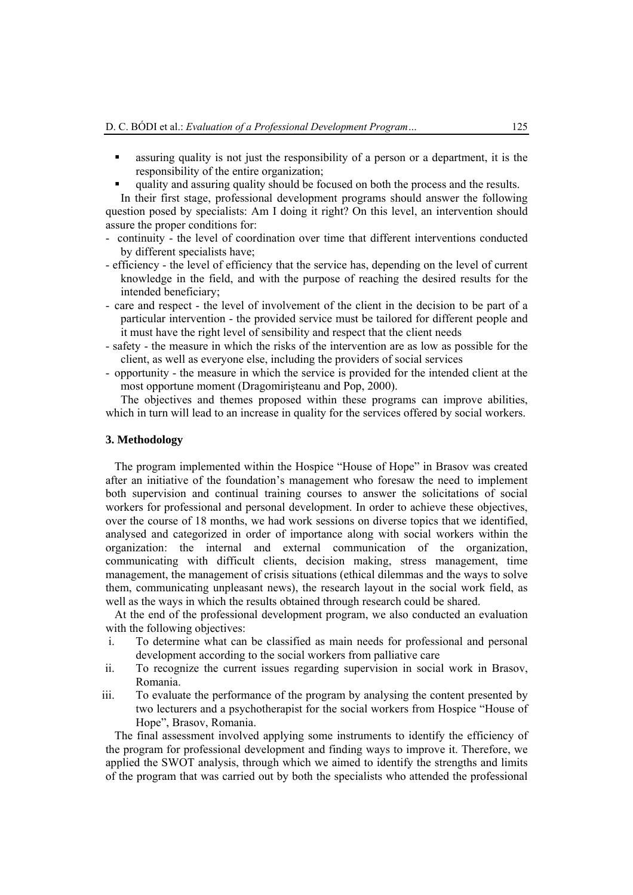- assuring quality is not just the responsibility of a person or a department, it is the responsibility of the entire organization;
- quality and assuring quality should be focused on both the process and the results.

In their first stage, professional development programs should answer the following question posed by specialists: Am I doing it right? On this level, an intervention should assure the proper conditions for:

- continuity - the level of coordination over time that different interventions conducted by different specialists have;
- efficiency - the level of efficiency that the service has, depending on the level of current knowledge in the field, and with the purpose of reaching the desired results for the intended beneficiary;
- care and respect - the level of involvement of the client in the decision to be part of a particular intervention - the provided service must be tailored for different people and it must have the right level of sensibility and respect that the client needs
- safety - the measure in which the risks of the intervention are as low as possible for the client, as well as everyone else, including the providers of social services
- opportunity - the measure in which the service is provided for the intended client at the most opportune moment (Dragomirişteanu and Pop, 2000).

The objectives and themes proposed within these programs can improve abilities, which in turn will lead to an increase in quality for the services offered by social workers.

## 3. Methodology

The program implemented within the Hospice "House of Hope" in Brasov was created after an initiative of the foundation's management who foresaw the need to implement both supervision and continual training courses to answer the solicitations of social workers for professional and personal development. In order to achieve these objectives, over the course of 18 months, we had work sessions on diverse topics that we identified, analysed and categorized in order of importance along with social workers within the organization: the internal and external communication of the organization, communicating with difficult clients, decision making, stress management, time management, the management of crisis situations (ethical dilemmas and the ways to solve them, communicating unpleasant news), the research layout in the social work field, as well as the ways in which the results obtained through research could be shared.

At the end of the professional development program, we also conducted an evaluation with the following objectives:

i. To determine what can be classified as main needs for professional and personal development according to the social workers from palliative care
ii. To recognize the current issues regarding supervision in social work in Brasov, Romania.
iii. To evaluate the performance of the program by analysing the content presented by two lecturers and a psychotherapist for the social workers from Hospice "House of Hope", Brasov, Romania.

The final assessment involved applying some instruments to identify the efficiency of the program for professional development and finding ways to improve it. Therefore, we applied the SWOT analysis, through which we aimed to identify the strengths and limits of the program that was carried out by both the specialists who attended the professional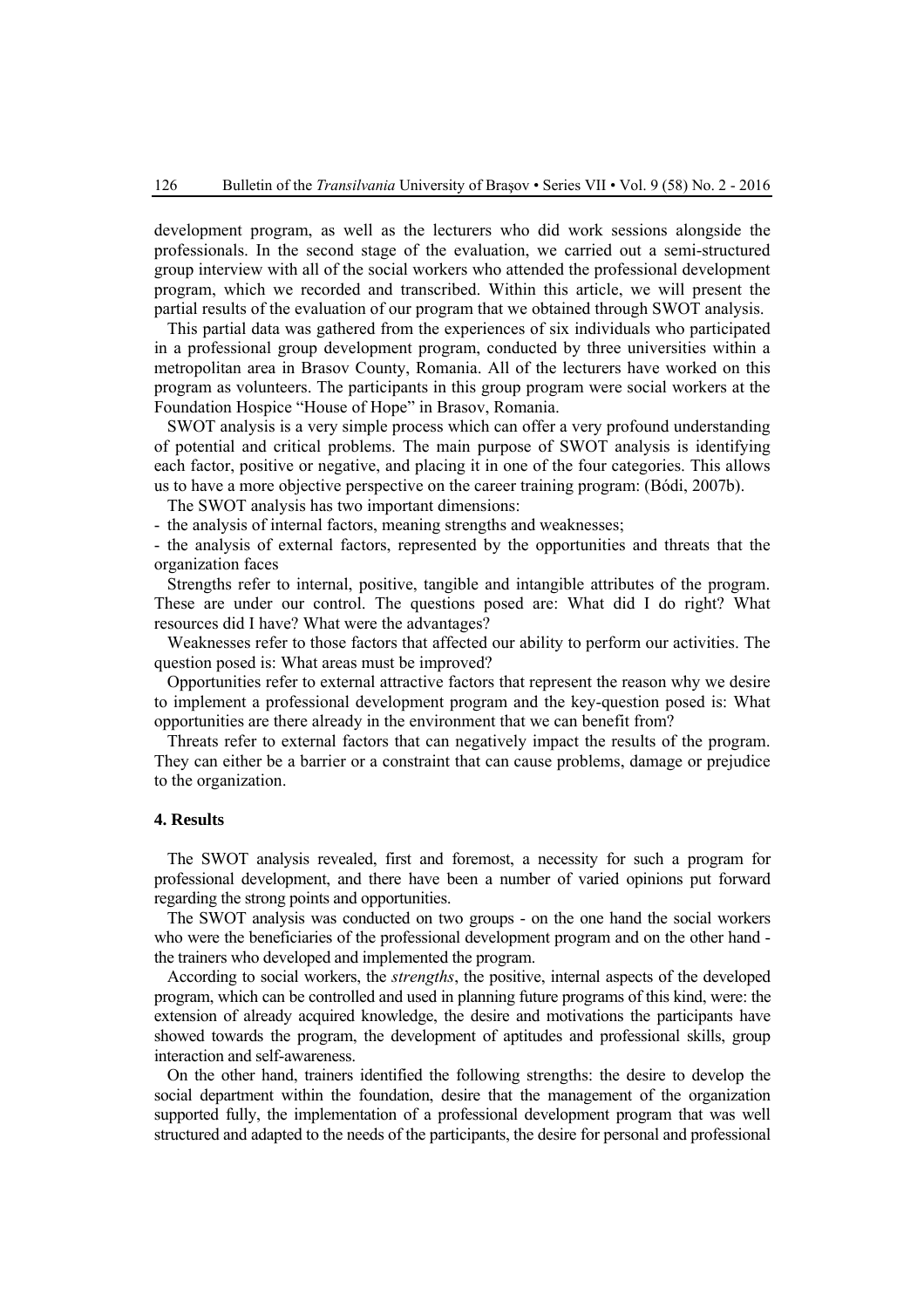development program, as well as the lecturers who did work sessions alongside the professionals. In the second stage of the evaluation, we carried out a semi-structured group interview with all of the social workers who attended the professional development program, which we recorded and transcribed. Within this article, we will present the partial results of the evaluation of our program that we obtained through SWOT analysis.

This partial data was gathered from the experiences of six individuals who participated in a professional group development program, conducted by three universities within a metropolitan area in Brasov County, Romania. All of the lecturers have worked on this program as volunteers. The participants in this group program were social workers at the Foundation Hospice "House of Hope" in Brasov, Romania.

SWOT analysis is a very simple process which can offer a very profound understanding of potential and critical problems. The main purpose of SWOT analysis is identifying each factor, positive or negative, and placing it in one of the four categories. This allows us to have a more objective perspective on the career training program: (Bódi, 2007b).

The SWOT analysis has two important dimensions:

- the analysis of internal factors, meaning strengths and weaknesses;
- the analysis of external factors, represented by the opportunities and threats that the organization faces

Strengths refer to internal, positive, tangible and intangible attributes of the program. These are under our control. The questions posed are: What did I do right? What resources did I have? What were the advantages?

Weaknesses refer to those factors that affected our ability to perform our activities. The question posed is: What areas must be improved?

Opportunities refer to external attractive factors that represent the reason why we desire to implement a professional development program and the key-question posed is: What opportunities are there already in the environment that we can benefit from?

Threats refer to external factors that can negatively impact the results of the program. They can either be a barrier or a constraint that can cause problems, damage or prejudice to the organization.

## 4. Results

The SWOT analysis revealed, first and foremost, a necessity for such a program for professional development, and there have been a number of varied opinions put forward regarding the strong points and opportunities.

The SWOT analysis was conducted on two groups - on the one hand the social workers who were the beneficiaries of the professional development program and on the other hand - the trainers who developed and implemented the program.

According to social workers, the *strengths*, the positive, internal aspects of the developed program, which can be controlled and used in planning future programs of this kind, were: the extension of already acquired knowledge, the desire and motivations the participants have showed towards the program, the development of aptitudes and professional skills, group interaction and self-awareness.

On the other hand, trainers identified the following strengths: the desire to develop the social department within the foundation, desire that the management of the organization supported fully, the implementation of a professional development program that was well structured and adapted to the needs of the participants, the desire for personal and professional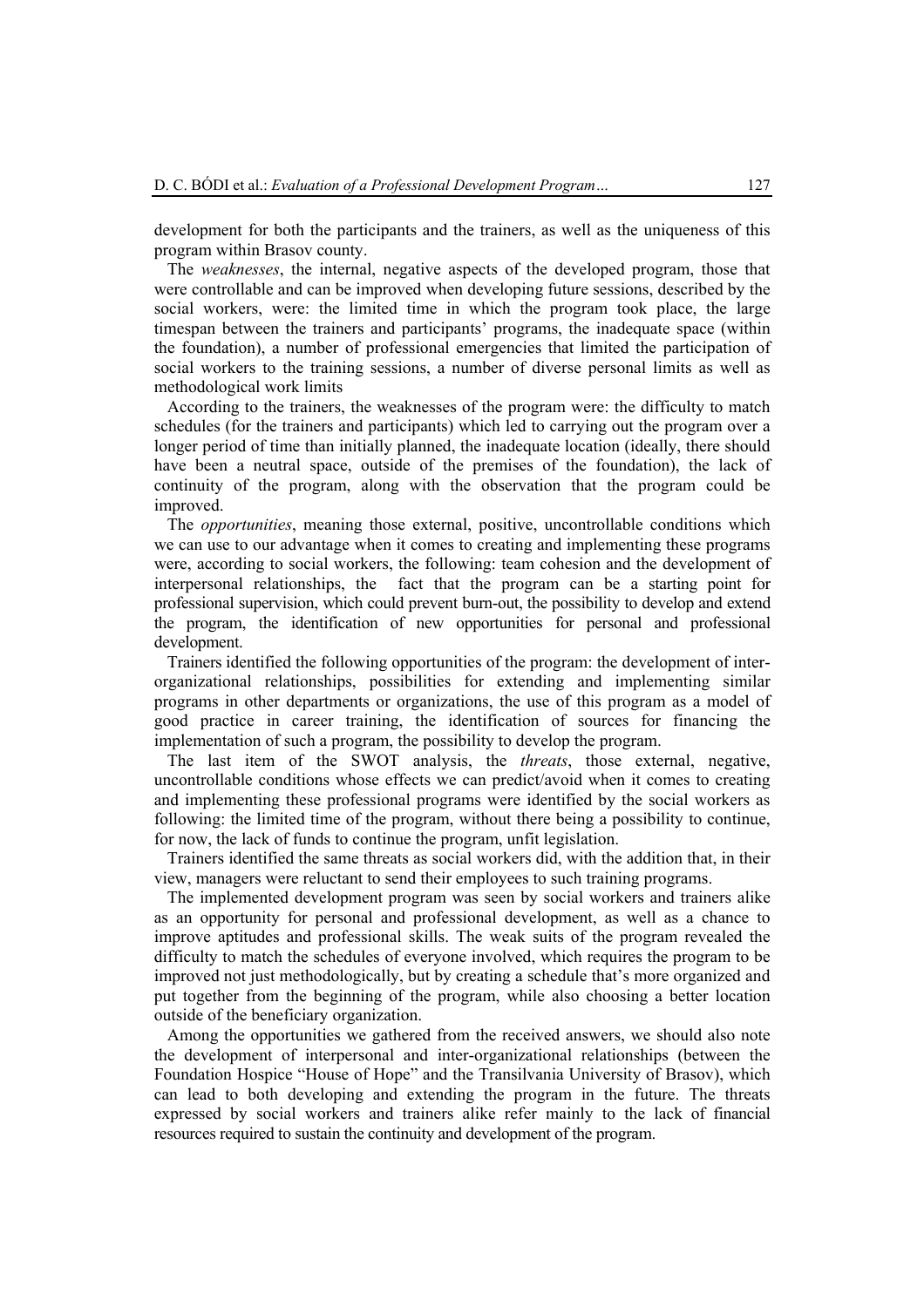development for both the participants and the trainers, as well as the uniqueness of this program within Brasov county.

The *weaknesses*, the internal, negative aspects of the developed program, those that were controllable and can be improved when developing future sessions, described by the social workers, were: the limited time in which the program took place, the large timespan between the trainers and participants' programs, the inadequate space (within the foundation), a number of professional emergencies that limited the participation of social workers to the training sessions, a number of diverse personal limits as well as methodological work limits

According to the trainers, the weaknesses of the program were: the difficulty to match schedules (for the trainers and participants) which led to carrying out the program over a longer period of time than initially planned, the inadequate location (ideally, there should have been a neutral space, outside of the premises of the foundation), the lack of continuity of the program, along with the observation that the program could be improved.

The *opportunities*, meaning those external, positive, uncontrollable conditions which we can use to our advantage when it comes to creating and implementing these programs were, according to social workers, the following: team cohesion and the development of interpersonal relationships, the fact that the program can be a starting point for professional supervision, which could prevent burn-out, the possibility to develop and extend the program, the identification of new opportunities for personal and professional development.

Trainers identified the following opportunities of the program: the development of inter-organizational relationships, possibilities for extending and implementing similar programs in other departments or organizations, the use of this program as a model of good practice in career training, the identification of sources for financing the implementation of such a program, the possibility to develop the program.

The last item of the SWOT analysis, the *threats*, those external, negative, uncontrollable conditions whose effects we can predict/avoid when it comes to creating and implementing these professional programs were identified by the social workers as following: the limited time of the program, without there being a possibility to continue, for now, the lack of funds to continue the program, unfit legislation.

Trainers identified the same threats as social workers did, with the addition that, in their view, managers were reluctant to send their employees to such training programs.

The implemented development program was seen by social workers and trainers alike as an opportunity for personal and professional development, as well as a chance to improve aptitudes and professional skills. The weak suits of the program revealed the difficulty to match the schedules of everyone involved, which requires the program to be improved not just methodologically, but by creating a schedule that's more organized and put together from the beginning of the program, while also choosing a better location outside of the beneficiary organization.

Among the opportunities we gathered from the received answers, we should also note the development of interpersonal and inter-organizational relationships (between the Foundation Hospice "House of Hope" and the Transilvania University of Brasov), which can lead to both developing and extending the program in the future. The threats expressed by social workers and trainers alike refer mainly to the lack of financial resources required to sustain the continuity and development of the program.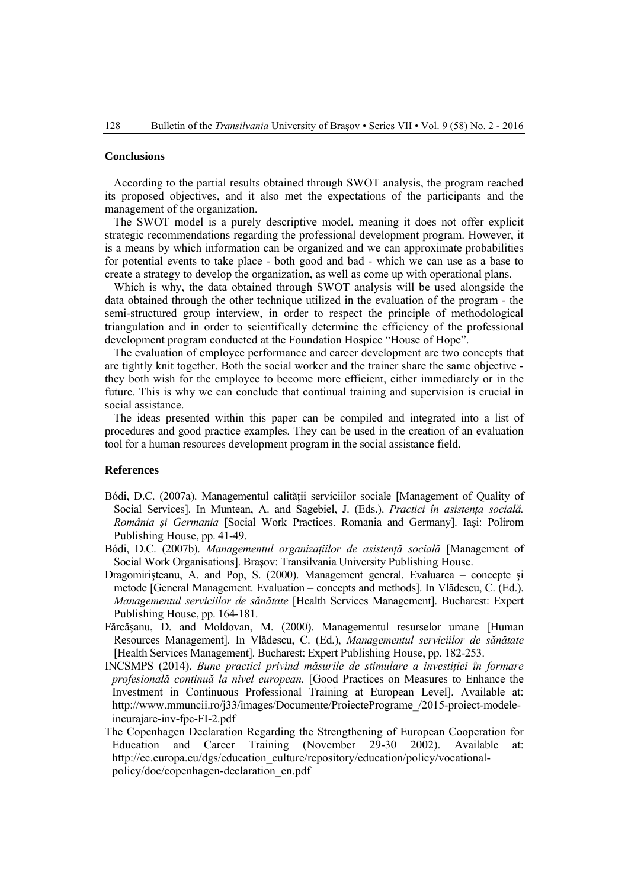## Conclusions

According to the partial results obtained through SWOT analysis, the program reached its proposed objectives, and it also met the expectations of the participants and the management of the organization.

The SWOT model is a purely descriptive model, meaning it does not offer explicit strategic recommendations regarding the professional development program. However, it is a means by which information can be organized and we can approximate probabilities for potential events to take place - both good and bad - which we can use as a base to create a strategy to develop the organization, as well as come up with operational plans.

Which is why, the data obtained through SWOT analysis will be used alongside the data obtained through the other technique utilized in the evaluation of the program - the semi-structured group interview, in order to respect the principle of methodological triangulation and in order to scientifically determine the efficiency of the professional development program conducted at the Foundation Hospice "House of Hope".

The evaluation of employee performance and career development are two concepts that are tightly knit together. Both the social worker and the trainer share the same objective - they both wish for the employee to become more efficient, either immediately or in the future. This is why we can conclude that continual training and supervision is crucial in social assistance.

The ideas presented within this paper can be compiled and integrated into a list of procedures and good practice examples. They can be used in the creation of an evaluation tool for a human resources development program in the social assistance field.

## References

Bódi, D.C. (2007a). Managementul calității serviciilor sociale [Management of Quality of Social Services]. In Muntean, A. and Sagebiel, J. (Eds.). *Practici în asistența socială. România și Germania* [Social Work Practices. Romania and Germany]. Iași: Polirom Publishing House, pp. 41-49.

Bódi, D.C. (2007b). *Managementul organizațiilor de asistență socială* [Management of Social Work Organisations]. Brașov: Transilvania University Publishing House.

Dragomirișteanu, A. and Pop, S. (2000). Management general. Evaluarea – concepte și metode [General Management. Evaluation – concepts and methods]. In Vlădescu, C. (Ed.). *Managementul serviciilor de sănătate* [Health Services Management]. Bucharest: Expert Publishing House, pp. 164-181.

Fărcășanu, D. and Moldovan, M. (2000). Managementul resurselor umane [Human Resources Management]. In Vlădescu, C. (Ed.), *Managementul serviciilor de sănătate* [Health Services Management]. Bucharest: Expert Publishing House, pp. 182-253.

INCSMPS (2014). *Bune practici privind măsurile de stimulare a investiției în formare profesională continuă la nivel european.* [Good Practices on Measures to Enhance the Investment in Continuous Professional Training at European Level]. Available at: http://www.mmuncii.ro/j33/images/Documente/ProiectePrograme_/2015-proiect-modele-incurajare-inv-fpc-FI-2.pdf

The Copenhagen Declaration Regarding the Strengthening of European Cooperation for Education and Career Training (November 29-30 2002). Available at: http://ec.europa.eu/dgs/education_culture/repository/education/policy/vocational-policy/doc/copenhagen-declaration_en.pdf